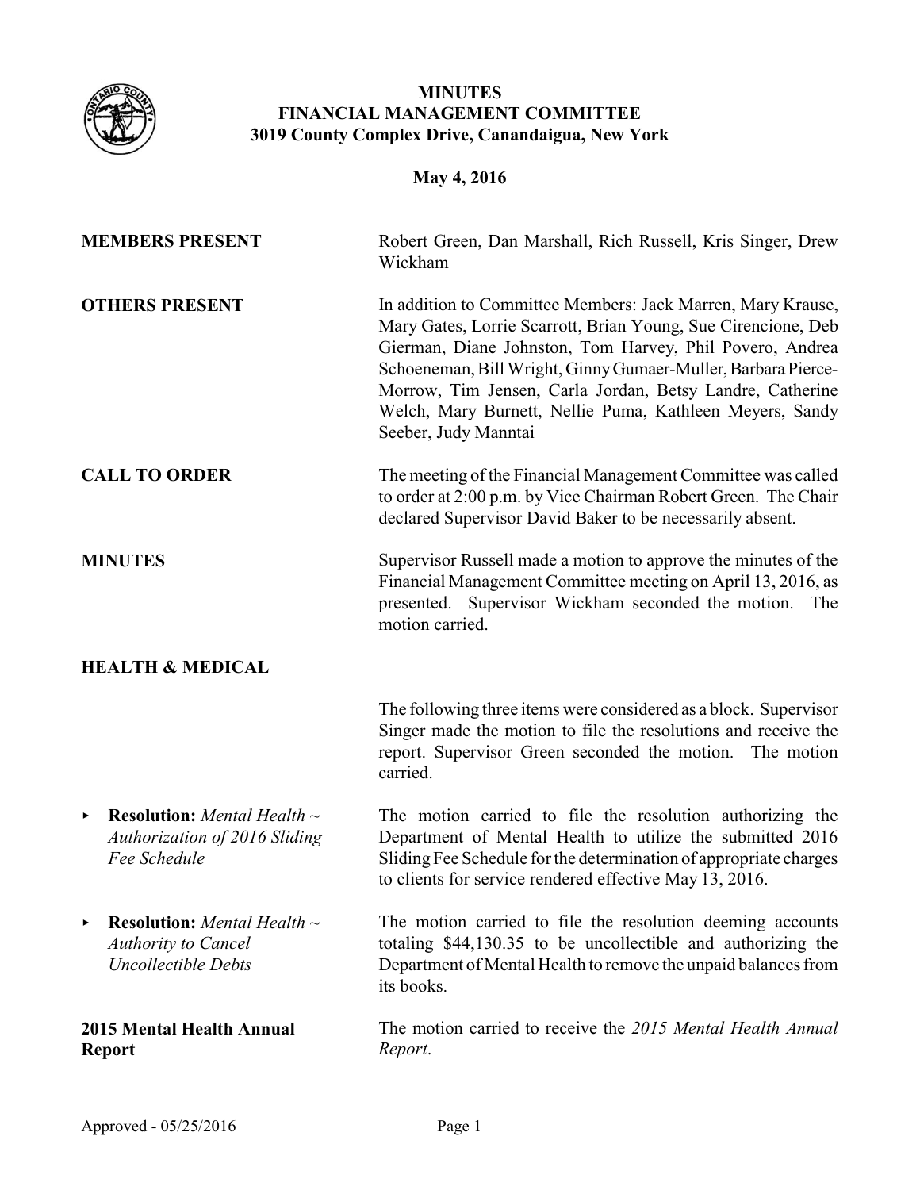# MINUTES
## FINANCIAL MANAGEMENT COMMITTEE
### 3019 County Complex Drive, Canandaigua, New York

**May 4, 2016**

**MEMBERS PRESENT**

Robert Green, Dan Marshall, Rich Russell, Kris Singer, Drew Wickham

**OTHERS PRESENT**

In addition to Committee Members: Jack Marren, Mary Krause, Mary Gates, Lorrie Scarrott, Brian Young, Sue Cirencione, Deb Gierman, Diane Johnston, Tom Harvey, Phil Povero, Andrea Schoeneman, Bill Wright, Ginny Gumaer-Muller, Barbara Pierce-Morrow, Tim Jensen, Carla Jordan, Betsy Landre, Catherine Welch, Mary Burnett, Nellie Puma, Kathleen Meyers, Sandy Seeber, Judy Manntai

**CALL TO ORDER**

The meeting of the Financial Management Committee was called to order at 2:00 p.m. by Vice Chairman Robert Green. The Chair declared Supervisor David Baker to be necessarily absent.

**MINUTES**

Supervisor Russell made a motion to approve the minutes of the Financial Management Committee meeting on April 13, 2016, as presented. Supervisor Wickham seconded the motion. The motion carried.

**HEALTH & MEDICAL**

The following three items were considered as a block. Supervisor Singer made the motion to file the resolutions and receive the report. Supervisor Green seconded the motion. The motion carried.

- **Resolution:** *Mental Health ~ Authorization of 2016 Sliding Fee Schedule*

  The motion carried to file the resolution authorizing the Department of Mental Health to utilize the submitted 2016 Sliding Fee Schedule for the determination of appropriate charges to clients for service rendered effective May 13, 2016.

- **Resolution:** *Mental Health ~ Authority to Cancel Uncollectible Debts*

  The motion carried to file the resolution deeming accounts totaling $44,130.35 to be uncollectible and authorizing the Department of Mental Health to remove the unpaid balances from its books.

**2015 Mental Health Annual Report**

The motion carried to receive the *2015 Mental Health Annual Report*.

Approved - 05/25/2016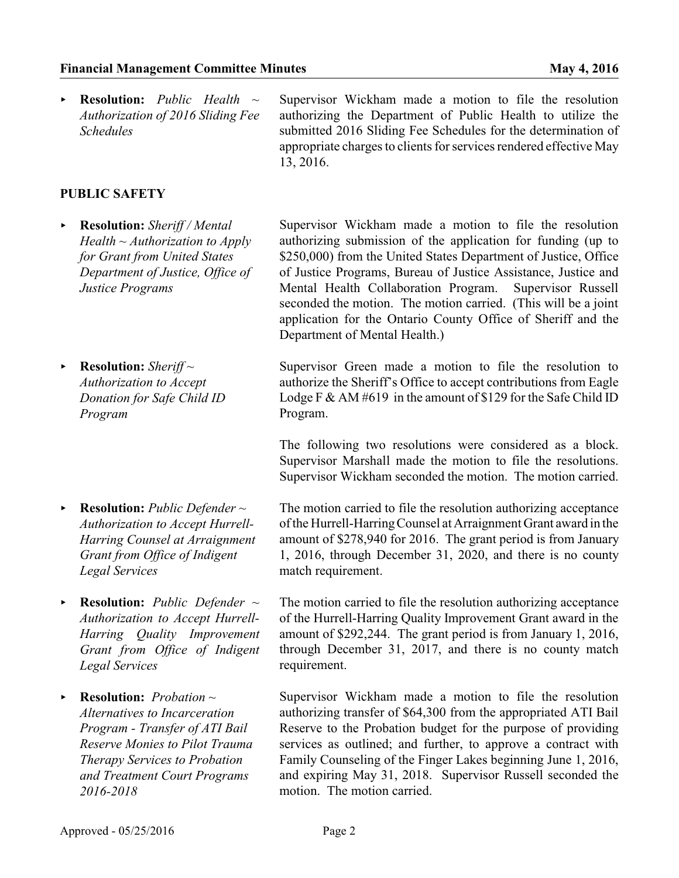- **Resolution:** *Public Health ~ Authorization of 2016 Sliding Fee Schedules*

  Supervisor Wickham made a motion to file the resolution authorizing the Department of Public Health to utilize the submitted 2016 Sliding Fee Schedules for the determination of appropriate charges to clients for services rendered effective May 13, 2016.

## PUBLIC SAFETY

- **Resolution:** *Sheriff / Mental Health ~ Authorization to Apply for Grant from United States Department of Justice, Office of Justice Programs*

  Supervisor Wickham made a motion to file the resolution authorizing submission of the application for funding (up to $250,000) from the United States Department of Justice, Office of Justice Programs, Bureau of Justice Assistance, Justice and Mental Health Collaboration Program. Supervisor Russell seconded the motion. The motion carried. (This will be a joint application for the Ontario County Office of Sheriff and the Department of Mental Health.)

- **Resolution:** *Sheriff ~ Authorization to Accept Donation for Safe Child ID Program*

  Supervisor Green made a motion to file the resolution to authorize the Sheriff's Office to accept contributions from Eagle Lodge F & AM #619 in the amount of $129 for the Safe Child ID Program.

The following two resolutions were considered as a block. Supervisor Marshall made the motion to file the resolutions. Supervisor Wickham seconded the motion. The motion carried.

- **Resolution:** *Public Defender ~ Authorization to Accept Hurrell-Harring Counsel at Arraignment Grant from Office of Indigent Legal Services*

  The motion carried to file the resolution authorizing acceptance of the Hurrell-Harring Counsel at Arraignment Grant award in the amount of $278,940 for 2016. The grant period is from January 1, 2016, through December 31, 2020, and there is no county match requirement.

- **Resolution:** *Public Defender ~ Authorization to Accept Hurrell-Harring Quality Improvement Grant from Office of Indigent Legal Services*

  The motion carried to file the resolution authorizing acceptance of the Hurrell-Harring Quality Improvement Grant award in the amount of $292,244. The grant period is from January 1, 2016, through December 31, 2017, and there is no county match requirement.

- **Resolution:** *Probation ~ Alternatives to Incarceration Program - Transfer of ATI Bail Reserve Monies to Pilot Trauma Therapy Services to Probation and Treatment Court Programs 2016-2018*

  Supervisor Wickham made a motion to file the resolution authorizing transfer of $64,300 from the appropriated ATI Bail Reserve to the Probation budget for the purpose of providing services as outlined; and further, to approve a contract with Family Counseling of the Finger Lakes beginning June 1, 2016, and expiring May 31, 2018. Supervisor Russell seconded the motion. The motion carried.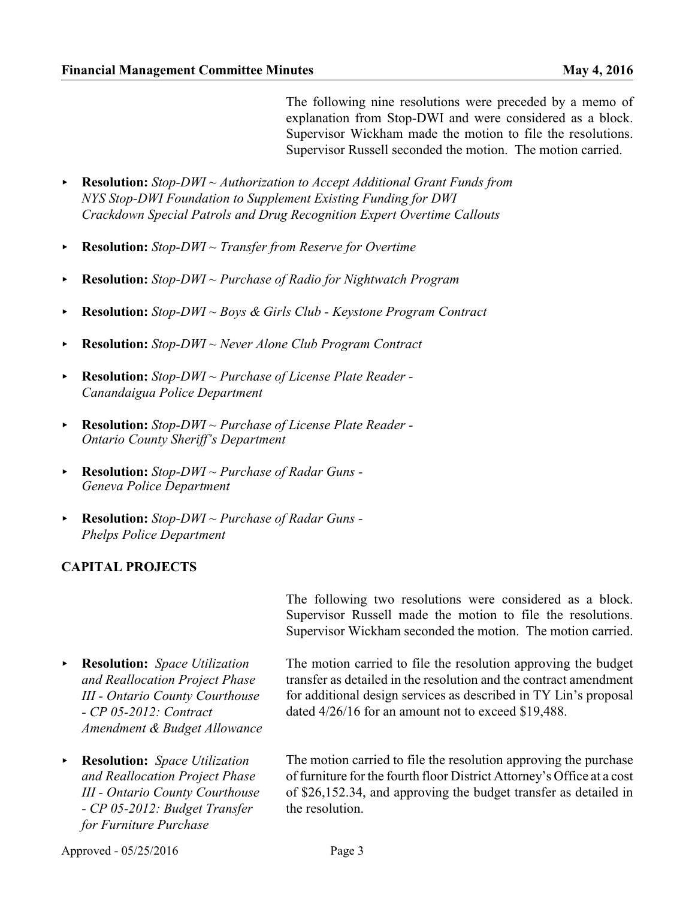The following nine resolutions were preceded by a memo of explanation from Stop-DWI and were considered as a block. Supervisor Wickham made the motion to file the resolutions. Supervisor Russell seconded the motion. The motion carried.

- **Resolution:** *Stop-DWI ~ Authorization to Accept Additional Grant Funds from NYS Stop-DWI Foundation to Supplement Existing Funding for DWI Crackdown Special Patrols and Drug Recognition Expert Overtime Callouts*
- **Resolution:** *Stop-DWI ~ Transfer from Reserve for Overtime*
- **Resolution:** *Stop-DWI ~ Purchase of Radio for Nightwatch Program*
- **Resolution:** *Stop-DWI ~ Boys & Girls Club - Keystone Program Contract*
- **Resolution:** *Stop-DWI ~ Never Alone Club Program Contract*
- **Resolution:** *Stop-DWI ~ Purchase of License Plate Reader - Canandaigua Police Department*
- **Resolution:** *Stop-DWI ~ Purchase of License Plate Reader - Ontario County Sheriff's Department*
- **Resolution:** *Stop-DWI ~ Purchase of Radar Guns - Geneva Police Department*
- **Resolution:** *Stop-DWI ~ Purchase of Radar Guns - Phelps Police Department*

## CAPITAL PROJECTS

The following two resolutions were considered as a block. Supervisor Russell made the motion to file the resolutions. Supervisor Wickham seconded the motion. The motion carried.

- **Resolution:** *Space Utilization and Reallocation Project Phase III - Ontario County Courthouse - CP 05-2012: Contract Amendment & Budget Allowance*

  The motion carried to file the resolution approving the budget transfer as detailed in the resolution and the contract amendment for additional design services as described in TY Lin's proposal dated 4/26/16 for an amount not to exceed $19,488.

- **Resolution:** *Space Utilization and Reallocation Project Phase III - Ontario County Courthouse - CP 05-2012: Budget Transfer for Furniture Purchase*

  The motion carried to file the resolution approving the purchase of furniture for the fourth floor District Attorney's Office at a cost of $26,152.34, and approving the budget transfer as detailed in the resolution.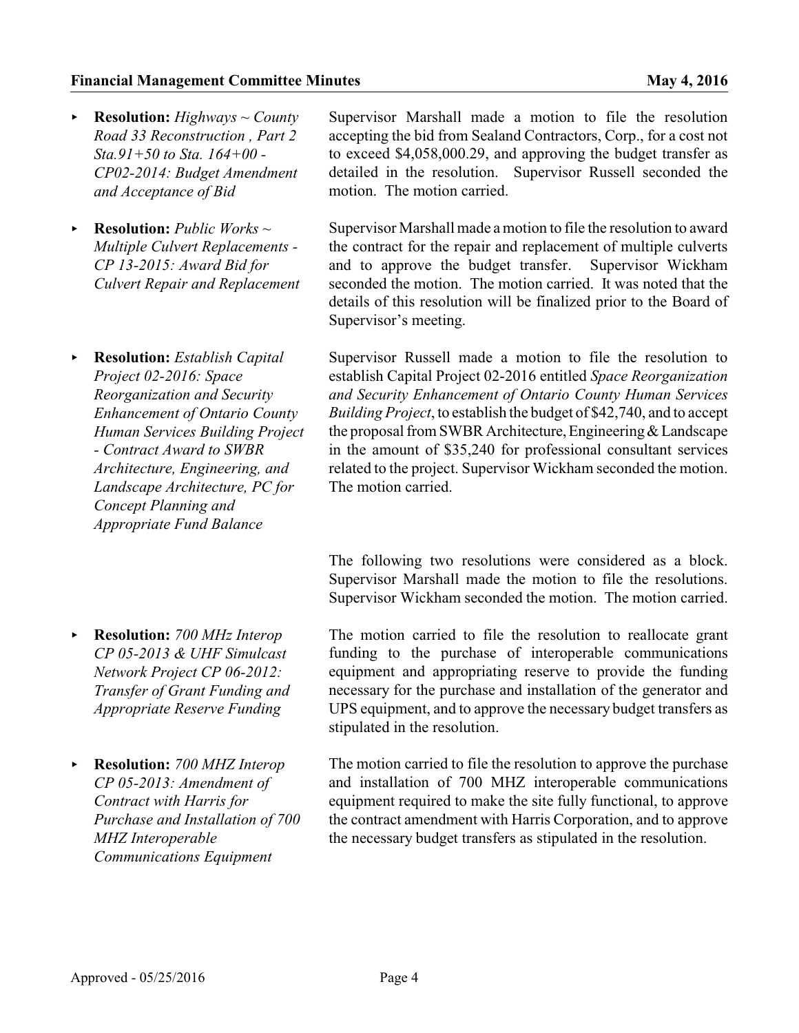- **Resolution:** *Highways ~ County Road 33 Reconstruction , Part 2 Sta.91+50 to Sta. 164+00 - CP02-2014: Budget Amendment and Acceptance of Bid*

  Supervisor Marshall made a motion to file the resolution accepting the bid from Sealand Contractors, Corp., for a cost not to exceed $4,058,000.29, and approving the budget transfer as detailed in the resolution. Supervisor Russell seconded the motion. The motion carried.

- **Resolution:** *Public Works ~ Multiple Culvert Replacements - CP 13-2015: Award Bid for Culvert Repair and Replacement*

  Supervisor Marshall made a motion to file the resolution to award the contract for the repair and replacement of multiple culverts and to approve the budget transfer. Supervisor Wickham seconded the motion. The motion carried. It was noted that the details of this resolution will be finalized prior to the Board of Supervisor's meeting.

- **Resolution:** *Establish Capital Project 02-2016: Space Reorganization and Security Enhancement of Ontario County Human Services Building Project - Contract Award to SWBR Architecture, Engineering, and Landscape Architecture, PC for Concept Planning and Appropriate Fund Balance*

  Supervisor Russell made a motion to file the resolution to establish Capital Project 02-2016 entitled *Space Reorganization and Security Enhancement of Ontario County Human Services Building Project*, to establish the budget of $42,740, and to accept the proposal from SWBR Architecture, Engineering & Landscape in the amount of $35,240 for professional consultant services related to the project. Supervisor Wickham seconded the motion. The motion carried.

The following two resolutions were considered as a block. Supervisor Marshall made the motion to file the resolutions. Supervisor Wickham seconded the motion. The motion carried.

- **Resolution:** *700 MHz Interop CP 05-2013 & UHF Simulcast Network Project CP 06-2012: Transfer of Grant Funding and Appropriate Reserve Funding*

  The motion carried to file the resolution to reallocate grant funding to the purchase of interoperable communications equipment and appropriating reserve to provide the funding necessary for the purchase and installation of the generator and UPS equipment, and to approve the necessary budget transfers as stipulated in the resolution.

- **Resolution:** *700 MHZ Interop CP 05-2013: Amendment of Contract with Harris for Purchase and Installation of 700 MHZ Interoperable Communications Equipment*

  The motion carried to file the resolution to approve the purchase and installation of 700 MHZ interoperable communications equipment required to make the site fully functional, to approve the contract amendment with Harris Corporation, and to approve the necessary budget transfers as stipulated in the resolution.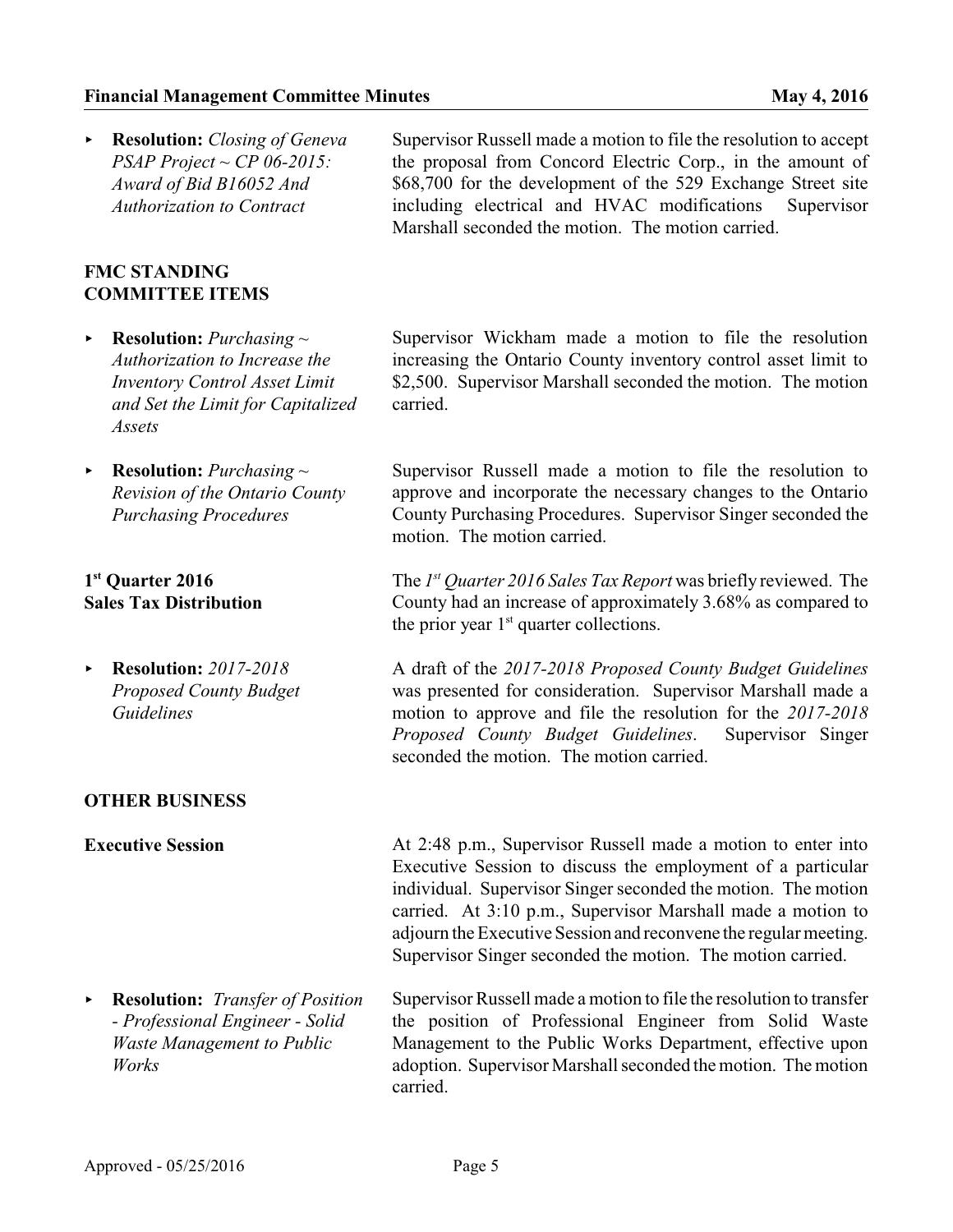- **Resolution:** *Closing of Geneva PSAP Project ~ CP 06-2015: Award of Bid B16052 And Authorization to Contract*

  Supervisor Russell made a motion to file the resolution to accept the proposal from Concord Electric Corp., in the amount of $68,700 for the development of the 529 Exchange Street site including electrical and HVAC modifications Supervisor Marshall seconded the motion. The motion carried.

**FMC STANDING COMMITTEE ITEMS**

- **Resolution:** *Purchasing ~ Authorization to Increase the Inventory Control Asset Limit and Set the Limit for Capitalized Assets*

  Supervisor Wickham made a motion to file the resolution increasing the Ontario County inventory control asset limit to $2,500. Supervisor Marshall seconded the motion. The motion carried.

- **Resolution:** *Purchasing ~ Revision of the Ontario County Purchasing Procedures*

  Supervisor Russell made a motion to file the resolution to approve and incorporate the necessary changes to the Ontario County Purchasing Procedures. Supervisor Singer seconded the motion. The motion carried.

**1st Quarter 2016 Sales Tax Distribution**

The *1st Quarter 2016 Sales Tax Report* was briefly reviewed. The County had an increase of approximately 3.68% as compared to the prior year 1st quarter collections.

- **Resolution:** *2017-2018 Proposed County Budget Guidelines*

  A draft of the *2017-2018 Proposed County Budget Guidelines* was presented for consideration. Supervisor Marshall made a motion to approve and file the resolution for the *2017-2018 Proposed County Budget Guidelines*. Supervisor Singer seconded the motion. The motion carried.

**OTHER BUSINESS**

**Executive Session**

At 2:48 p.m., Supervisor Russell made a motion to enter into Executive Session to discuss the employment of a particular individual. Supervisor Singer seconded the motion. The motion carried. At 3:10 p.m., Supervisor Marshall made a motion to adjourn the Executive Session and reconvene the regular meeting. Supervisor Singer seconded the motion. The motion carried.

- **Resolution:** *Transfer of Position - Professional Engineer - Solid Waste Management to Public Works*

  Supervisor Russell made a motion to file the resolution to transfer the position of Professional Engineer from Solid Waste Management to the Public Works Department, effective upon adoption. Supervisor Marshall seconded the motion. The motion carried.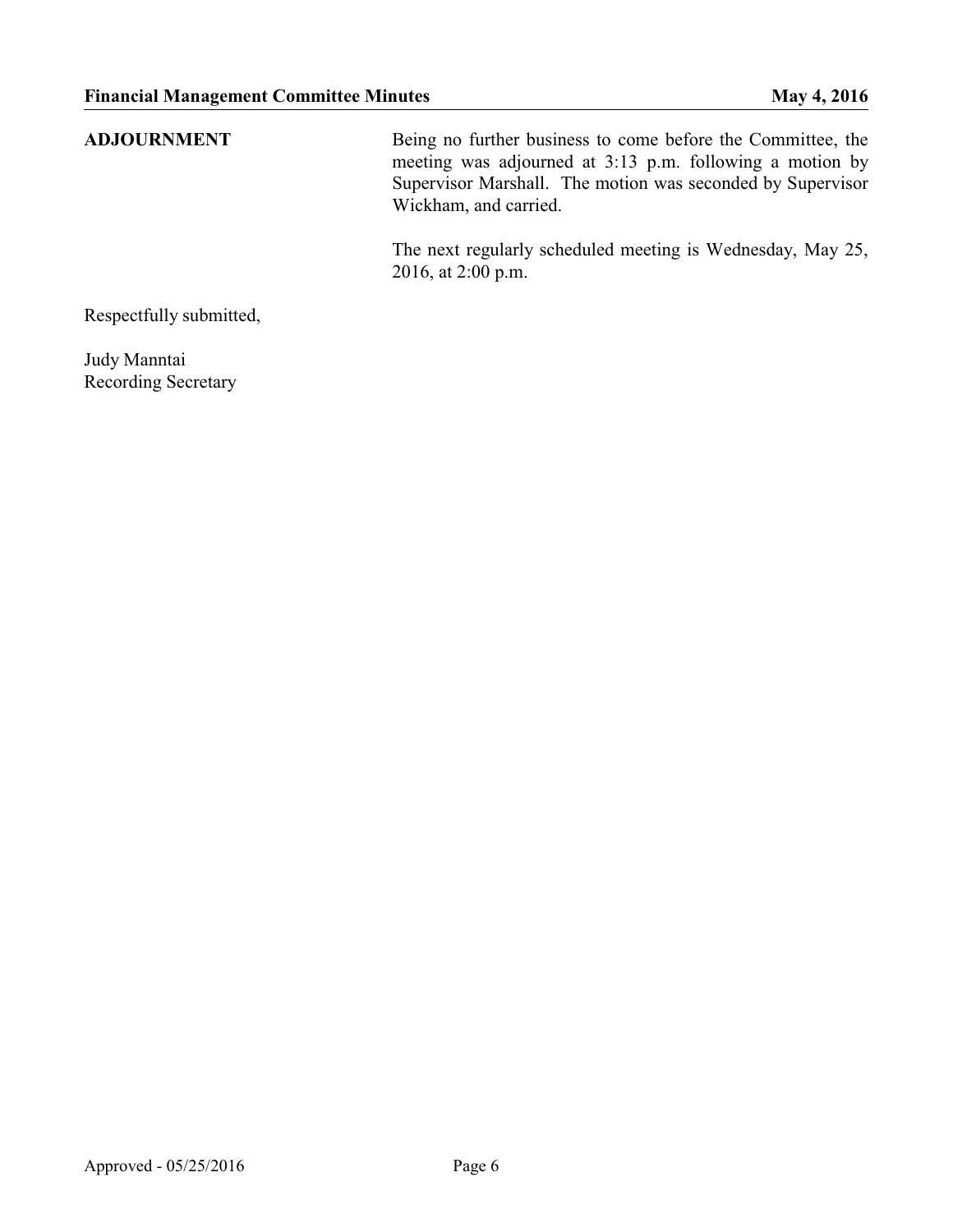**ADJOURNMENT**

Being no further business to come before the Committee, the meeting was adjourned at 3:13 p.m. following a motion by Supervisor Marshall. The motion was seconded by Supervisor Wickham, and carried.

The next regularly scheduled meeting is Wednesday, May 25, 2016, at 2:00 p.m.

Respectfully submitted,

Judy Manntai
Recording Secretary

Approved - 05/25/2016